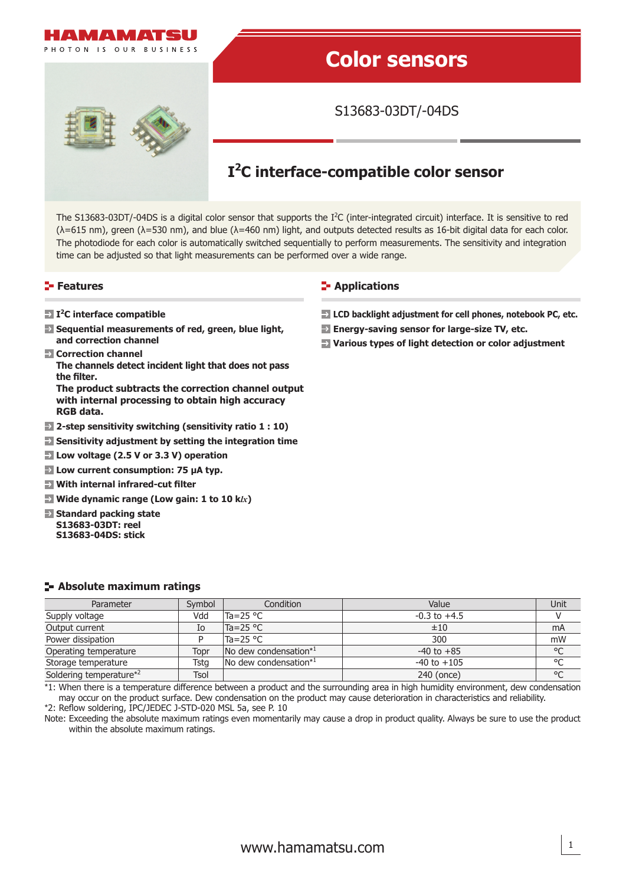HAMAMATSU
PHOTON IS OUR BUSINESS

# Color sensors

S13683-03DT/-04DS

## I²C interface-compatible color sensor

The S13683-03DT/-04DS is a digital color sensor that supports the I²C (inter-integrated circuit) interface. It is sensitive to red (λ=615 nm), green (λ=530 nm), and blue (λ=460 nm) light, and outputs detected results as 16-bit digital data for each color. The photodiode for each color is automatically switched sequentially to perform measurements. The sensitivity and integration time can be adjusted so that light measurements can be performed over a wide range.

### Features

- **I²C interface compatible**
- **Sequential measurements of red, green, blue light, and correction channel**
- **Correction channel**
  **The channels detect incident light that does not pass the filter.**
  **The product subtracts the correction channel output with internal processing to obtain high accuracy RGB data.**
- **2-step sensitivity switching (sensitivity ratio 1 : 10)**
- **Sensitivity adjustment by setting the integration time**
- **Low voltage (2.5 V or 3.3 V) operation**
- **Low current consumption: 75 µA typ.**
- **With internal infrared-cut filter**
- **Wide dynamic range (Low gain: 1 to 10 k*lx*)**
- **Standard packing state**
  **S13683-03DT: reel**
  **S13683-04DS: stick**

### Applications

- **LCD backlight adjustment for cell phones, notebook PC, etc.**
- **Energy-saving sensor for large-size TV, etc.**
- **Various types of light detection or color adjustment**

### Absolute maximum ratings

| Parameter | Symbol | Condition | Value | Unit |
|---|---|---|---|---|
| Supply voltage | Vdd | Ta=25 °C | -0.3 to +4.5 | V |
| Output current | Io | Ta=25 °C | ±10 | mA |
| Power dissipation | P | Ta=25 °C | 300 | mW |
| Operating temperature | Topr | No dew condensation*1 | -40 to +85 | °C |
| Storage temperature | Tstg | No dew condensation*1 | -40 to +105 | °C |
| Soldering temperature*2 | Tsol | | 240 (once) | °C |

*1: When there is a temperature difference between a product and the surrounding area in high humidity environment, dew condensation may occur on the product surface. Dew condensation on the product may cause deterioration in characteristics and reliability.
*2: Reflow soldering, IPC/JEDEC J-STD-020 MSL 5a, see P. 10
Note: Exceeding the absolute maximum ratings even momentarily may cause a drop in product quality. Always be sure to use the product within the absolute maximum ratings.

www.hamamatsu.com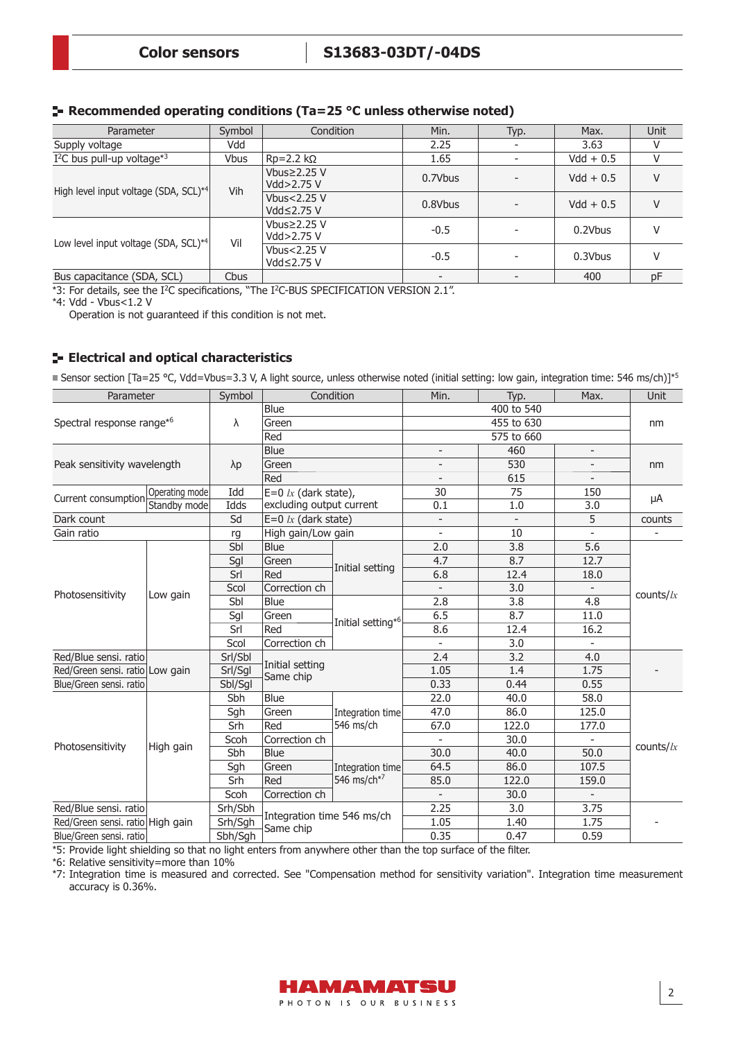## Recommended operating conditions (Ta=25 °C unless otherwise noted)

| Parameter | Symbol | Condition | Min. | Typ. | Max. | Unit |
|---|---|---|---|---|---|---|
| Supply voltage | Vdd | | 2.25 | - | 3.63 | V |
| I²C bus pull-up voltage*3 | Vbus | Rp=2.2 kΩ | 1.65 | - | Vdd + 0.5 | V |
| High level input voltage (SDA, SCL)*4 | Vih | Vbus≥2.25 V Vdd>2.75 V | 0.7Vbus | - | Vdd + 0.5 | V |
| | | Vbus<2.25 V Vdd≤2.75 V | 0.8Vbus | - | Vdd + 0.5 | V |
| Low level input voltage (SDA, SCL)*4 | Vil | Vbus≥2.25 V Vdd>2.75 V | -0.5 | - | 0.2Vbus | V |
| | | Vbus<2.25 V Vdd≤2.75 V | -0.5 | - | 0.3Vbus | V |
| Bus capacitance (SDA, SCL) | Cbus | | - | - | 400 | pF |

*3: For details, see the I²C specifications, "The I²C-BUS SPECIFICATION VERSION 2.1".

*4: Vdd - Vbus<1.2 V

Operation is not guaranteed if this condition is not met.

## Electrical and optical characteristics

■ Sensor section [Ta=25 °C, Vdd=Vbus=3.3 V, A light source, unless otherwise noted (initial setting: low gain, integration time: 546 ms/ch)]*5

| Parameter | | Symbol | Condition | | Min. | Typ. | Max. | Unit |
|---|---|---|---|---|---|---|---|---|
| Spectral response range*6 | | λ | Blue | | | 400 to 540 | | nm |
| | | | Green | | | 455 to 630 | | |
| | | | Red | | | 575 to 660 | | |
| Peak sensitivity wavelength | | λp | Blue | | - | 460 | - | nm |
| | | | Green | | - | 530 | - | |
| | | | Red | | - | 615 | - | |
| Current consumption | Operating mode | Idd | E=0 lx (dark state), excluding output current | | 30 | 75 | 150 | μA |
| | Standby mode | Idds | | | 0.1 | 1.0 | 3.0 | |
| Dark count | | Sd | E=0 lx (dark state) | | - | - | 5 | counts |
| Gain ratio | | rg | High gain/Low gain | | - | 10 | - | - |
| Photosensitivity | Low gain | Sbl | Blue | Initial setting | 2.0 | 3.8 | 5.6 | counts/lx |
| | | Sgl | Green | | 4.7 | 8.7 | 12.7 | |
| | | Srl | Red | | 6.8 | 12.4 | 18.0 | |
| | | Scol | Correction ch | | - | 3.0 | - | |
| | | Sbl | Blue | Initial setting*6 | 2.8 | 3.8 | 4.8 | |
| | | Sgl | Green | | 6.5 | 8.7 | 11.0 | |
| | | Srl | Red | | 8.6 | 12.4 | 16.2 | |
| | | Scol | Correction ch | | - | 3.0 | - | |
| Red/Blue sensi. ratio | Low gain | Srl/Sbl | Initial setting Same chip | | 2.4 | 3.2 | 4.0 | - |
| Red/Green sensi. ratio | | Srl/Sgl | | | 1.05 | 1.4 | 1.75 | |
| Blue/Green sensi. ratio | | Sbl/Sgl | | | 0.33 | 0.44 | 0.55 | |
| Photosensitivity | High gain | Sbh | Blue | Integration time 546 ms/ch | 22.0 | 40.0 | 58.0 | counts/lx |
| | | Sgh | Green | | 47.0 | 86.0 | 125.0 | |
| | | Srh | Red | | 67.0 | 122.0 | 177.0 | |
| | | Scoh | Correction ch | | - | 30.0 | - | |
| | | Sbh | Blue | Integration time 546 ms/ch*7 | 30.0 | 40.0 | 50.0 | |
| | | Sgh | Green | | 64.5 | 86.0 | 107.5 | |
| | | Srh | Red | | 85.0 | 122.0 | 159.0 | |
| | | Scoh | Correction ch | | - | 30.0 | - | |
| Red/Blue sensi. ratio | High gain | Srh/Sbh | Integration time 546 ms/ch Same chip | | 2.25 | 3.0 | 3.75 | - |
| Red/Green sensi. ratio | | Srh/Sgh | | | 1.05 | 1.40 | 1.75 | |
| Blue/Green sensi. ratio | | Sbh/Sgh | | | 0.35 | 0.47 | 0.59 | |

*5: Provide light shielding so that no light enters from anywhere other than the top surface of the filter.

*6: Relative sensitivity=more than 10%

*7: Integration time is measured and corrected. See "Compensation method for sensitivity variation". Integration time measurement accuracy is 0.36%.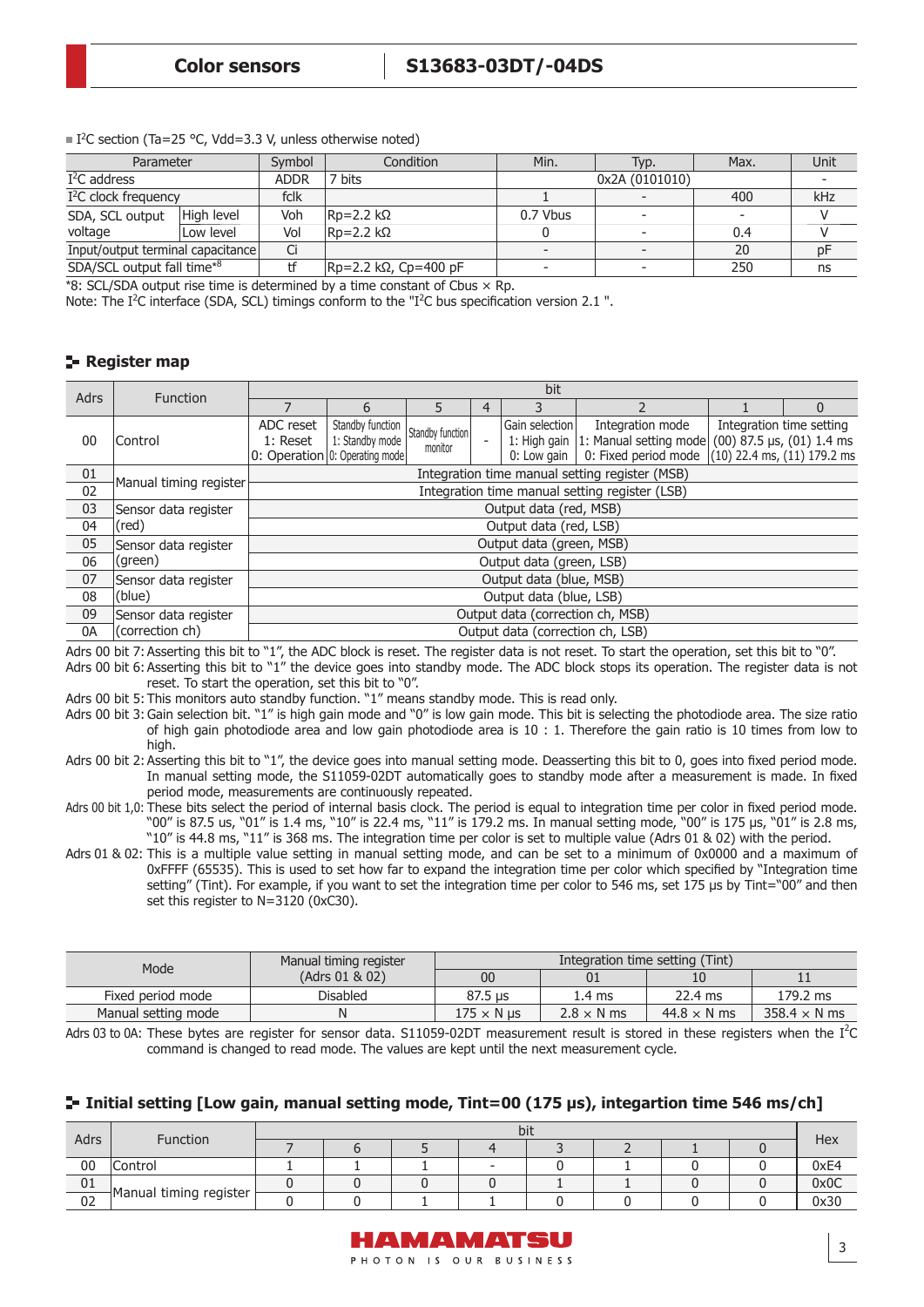■ I²C section (Ta=25 °C, Vdd=3.3 V, unless otherwise noted)

| Parameter | | Symbol | Condition | Min. | Typ. | Max. | Unit |
|---|---|---|---|---|---|---|---|
| I²C address | | ADDR | 7 bits | | 0x2A (0101010) | | - |
| I²C clock frequency | | fclk | | 1 | - | 400 | kHz |
| SDA, SCL output voltage | High level | Voh | Rp=2.2 kΩ | 0.7 Vbus | - | - | V |
| | Low level | Vol | Rp=2.2 kΩ | 0 | - | 0.4 | V |
| Input/output terminal capacitance | | Ci | | - | - | 20 | pF |
| SDA/SCL output fall time*8 | | tf | Rp=2.2 kΩ, Cp=400 pF | - | - | 250 | ns |

*8: SCL/SDA output rise time is determined by a time constant of Cbus × Rp.

Note: The I²C interface (SDA, SCL) timings conform to the "I²C bus specification version 2.1 ".

## Register map

| Adrs | Function | bit 7 | bit 6 | bit 5 | bit 4 | bit 3 | bit 2 | bit 1 | bit 0 |
|---|---|---|---|---|---|---|---|---|---|
| 00 | Control | ADC reset 1: Reset 0: Operation | Standby function 1: Standby mode 0: Operating mode | Standby function monitor | - | Gain selection 1: High gain 0: Low gain | Integration mode 1: Manual setting mode 0: Fixed period mode | Integration time setting (00) 87.5 µs, (01) 1.4 ms (10) 22.4 ms, (11) 179.2 ms | |
| 01 | Manual timing register | Integration time manual setting register (MSB) | | | | | | | |
| 02 | | Integration time manual setting register (LSB) | | | | | | | |
| 03 | Sensor data register (red) | Output data (red, MSB) | | | | | | | |
| 04 | | Output data (red, LSB) | | | | | | | |
| 05 | Sensor data register (green) | Output data (green, MSB) | | | | | | | |
| 06 | | Output data (green, LSB) | | | | | | | |
| 07 | Sensor data register (blue) | Output data (blue, MSB) | | | | | | | |
| 08 | | Output data (blue, LSB) | | | | | | | |
| 09 | Sensor data register (correction ch) | Output data (correction ch, MSB) | | | | | | | |
| 0A | | Output data (correction ch, LSB) | | | | | | | |

Adrs 00 bit 7: Asserting this bit to "1", the ADC block is reset. The register data is not reset. To start the operation, set this bit to "0".

Adrs 00 bit 6: Asserting this bit to "1" the device goes into standby mode. The ADC block stops its operation. The register data is not reset. To start the operation, set this bit to "0".

Adrs 00 bit 5: This monitors auto standby function. "1" means standby mode. This is read only.

Adrs 00 bit 3: Gain selection bit. "1" is high gain mode and "0" is low gain mode. This bit is selecting the photodiode area. The size ratio of high gain photodiode area and low gain photodiode area is 10 : 1. Therefore the gain ratio is 10 times from low to high.

Adrs 00 bit 2: Asserting this bit to "1", the device goes into manual setting mode. Deasserting this bit to 0, goes into fixed period mode. In manual setting mode, the S11059-02DT automatically goes to standby mode after a measurement is made. In fixed period mode, measurements are continuously repeated.

Adrs 00 bit 1,0: These bits select the period of internal basis clock. The period is equal to integration time per color in fixed period mode. "00" is 87.5 us, "01" is 1.4 ms, "10" is 22.4 ms, "11" is 179.2 ms. In manual setting mode, "00" is 175 µs, "01" is 2.8 ms, "10" is 44.8 ms, "11" is 368 ms. The integration time per color is set to multiple value (Adrs 01 & 02) with the period.

Adrs 01 & 02: This is a multiple value setting in manual setting mode, and can be set to a minimum of 0x0000 and a maximum of 0xFFFF (65535). This is used to set how far to expand the integration time per color which specified by "Integration time setting" (Tint). For example, if you want to set the integration time per color to 546 ms, set 175 µs by Tint="00" and then set this register to N=3120 (0xC30).

| Mode | Manual timing register (Adrs 01 & 02) | Integration time setting (Tint) 00 | 01 | 10 | 11 |
|---|---|---|---|---|---|
| Fixed period mode | Disabled | 87.5 µs | 1.4 ms | 22.4 ms | 179.2 ms |
| Manual setting mode | N | 175 × N µs | 2.8 × N ms | 44.8 × N ms | 358.4 × N ms |

Adrs 03 to 0A: These bytes are register for sensor data. S11059-02DT measurement result is stored in these registers when the I²C command is changed to read mode. The values are kept until the next measurement cycle.

## Initial setting [Low gain, manual setting mode, Tint=00 (175 µs), integartion time 546 ms/ch]

| Adrs | Function | bit 7 | bit 6 | bit 5 | bit 4 | bit 3 | bit 2 | bit 1 | bit 0 | Hex |
|---|---|---|---|---|---|---|---|---|---|---|
| 00 | Control | 1 | 1 | 1 | - | 0 | 1 | 0 | 0 | 0xE4 |
| 01 | Manual timing register | 0 | 0 | 0 | 0 | 1 | 1 | 0 | 0 | 0x0C |
| 02 | | 0 | 0 | 1 | 1 | 0 | 0 | 0 | 0 | 0x30 |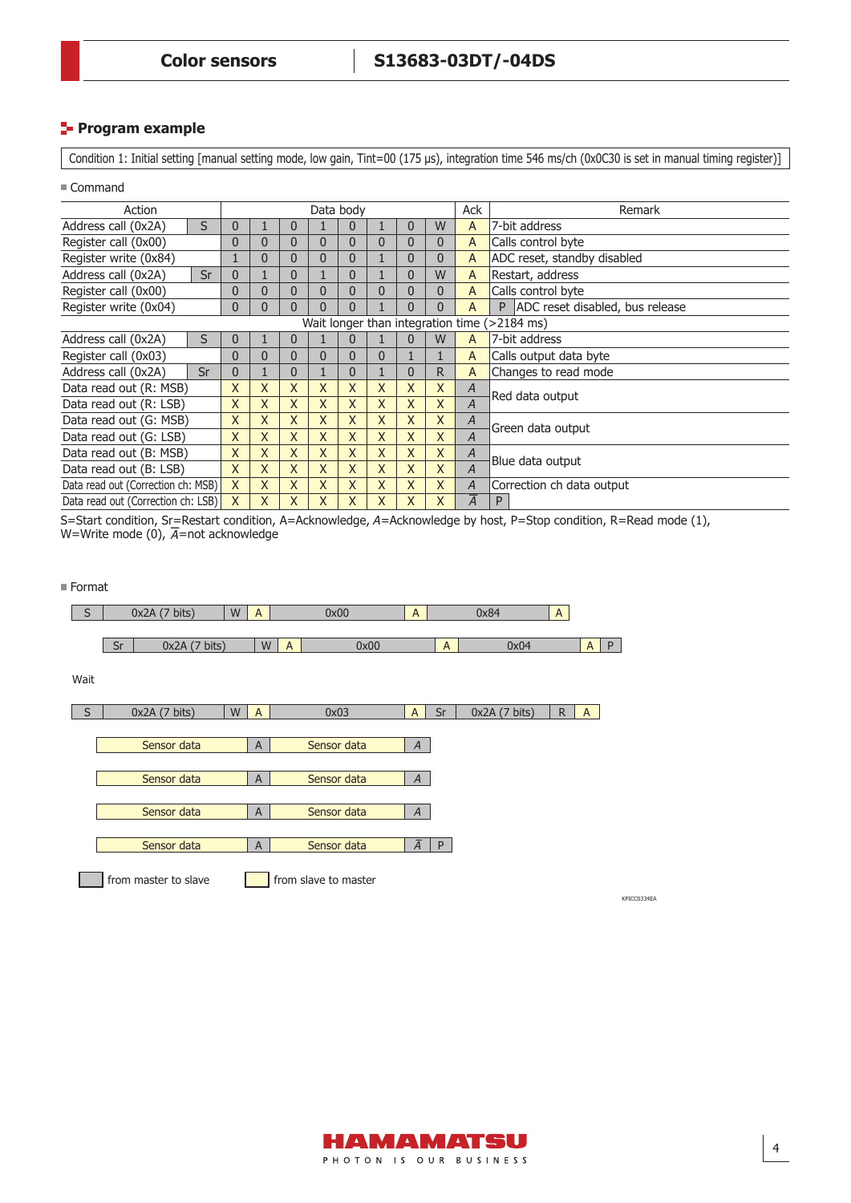## Program example

Condition 1: Initial setting [manual setting mode, low gain, Tint=00 (175 μs), integration time 546 ms/ch (0x0C30 is set in manual timing register)]

■ Command

| Action | | Data body | | | | | | | | Ack | Remark |
|---|---|---|---|---|---|---|---|---|---|---|---|
| Address call (0x2A) | S | 0 | 1 | 0 | 1 | 0 | 1 | 0 | W | A | 7-bit address |
| Register call (0x00) | | 0 | 0 | 0 | 0 | 0 | 0 | 0 | 0 | A | Calls control byte |
| Register write (0x84) | | 1 | 0 | 0 | 0 | 0 | 1 | 0 | 0 | A | ADC reset, standby disabled |
| Address call (0x2A) | Sr | 0 | 1 | 0 | 1 | 0 | 1 | 0 | W | A | Restart, address |
| Register call (0x00) | | 0 | 0 | 0 | 0 | 0 | 0 | 0 | 0 | A | Calls control byte |
| Register write (0x04) | | 0 | 0 | 0 | 0 | 0 | 1 | 0 | 0 | A | P ADC reset disabled, bus release |
| Wait longer than integration time (>2184 ms) | | | | | | | | | | | |
| Address call (0x2A) | S | 0 | 1 | 0 | 1 | 0 | 1 | 0 | W | A | 7-bit address |
| Register call (0x03) | | 0 | 0 | 0 | 0 | 0 | 0 | 1 | 1 | A | Calls output data byte |
| Address call (0x2A) | Sr | 0 | 1 | 0 | 1 | 0 | 1 | 0 | R | A | Changes to read mode |
| Data read out (R: MSB) | | X | X | X | X | X | X | X | X | *A* | Red data output |
| Data read out (R: LSB) | | X | X | X | X | X | X | X | X | *A* | |
| Data read out (G: MSB) | | X | X | X | X | X | X | X | X | *A* | Green data output |
| Data read out (G: LSB) | | X | X | X | X | X | X | X | X | *A* | |
| Data read out (B: MSB) | | X | X | X | X | X | X | X | X | *A* | Blue data output |
| Data read out (B: LSB) | | X | X | X | X | X | X | X | X | *A* | |
| Data read out (Correction ch: MSB) | | X | X | X | X | X | X | X | X | *A* | Correction ch data output |
| Data read out (Correction ch: LSB) | | X | X | X | X | X | X | X | X | $\bar{A}$ | P |

S=Start condition, Sr=Restart condition, A=Acknowledge, *A*=Acknowledge by host, P=Stop condition, R=Read mode (1), W=Write mode (0), $\bar{A}$=not acknowledge

■ Format

| S | 0x2A (7 bits) | W | A | 0x00 | A | 0x84 | A |
|---|---|---|---|---|---|---|---|

| Sr | 0x2A (7 bits) | W | A | 0x00 | A | 0x04 | A | P |
|---|---|---|---|---|---|---|---|---|

Wait

| S | 0x2A (7 bits) | W | A | 0x03 | A | Sr | 0x2A (7 bits) | R | A |
|---|---|---|---|---|---|---|---|---|---|

| Sensor data | A | Sensor data | *A* |
|---|---|---|---|
| Sensor data | A | Sensor data | *A* |
| Sensor data | A | Sensor data | *A* |
| Sensor data | A | Sensor data | $\bar{A}$ | P |

from master to slave (gray) / from slave to master (yellow)

KPICC0334EA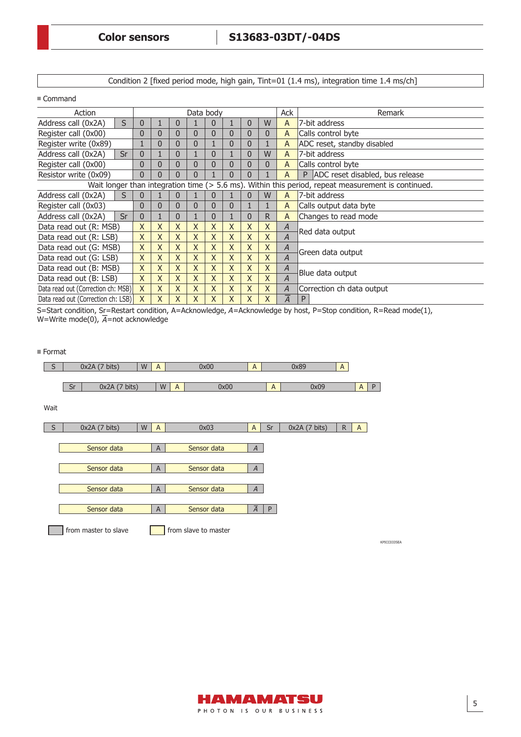Condition 2 [fixed period mode, high gain, Tint=01 (1.4 ms), integration time 1.4 ms/ch]

■ Command

| Action | | Data body | | | | | | | | Ack | Remark |
|---|---|---|---|---|---|---|---|---|---|---|---|
| Address call (0x2A) | S | 0 | 1 | 0 | 1 | 0 | 1 | 0 | W | A | 7-bit address |
| Register call (0x00) | | 0 | 0 | 0 | 0 | 0 | 0 | 0 | 0 | A | Calls control byte |
| Register write (0x89) | | 1 | 0 | 0 | 0 | 1 | 0 | 0 | 1 | A | ADC reset, standby disabled |
| Address call (0x2A) | Sr | 0 | 1 | 0 | 1 | 0 | 1 | 0 | W | A | 7-bit address |
| Register call (0x00) | | 0 | 0 | 0 | 0 | 0 | 0 | 0 | 0 | A | Calls control byte |
| Resistor write (0x09) | | 0 | 0 | 0 | 0 | 1 | 0 | 0 | 1 | A | P ADC reset disabled, bus release |
| Wait longer than integration time (> 5.6 ms). Within this period, repeat measurement is continued. | | | | | | | | | | | |
| Address call (0x2A) | S | 0 | 1 | 0 | 1 | 0 | 1 | 0 | W | A | 7-bit address |
| Register call (0x03) | | 0 | 0 | 0 | 0 | 0 | 0 | 1 | 1 | A | Calls output data byte |
| Address call (0x2A) | Sr | 0 | 1 | 0 | 1 | 0 | 1 | 0 | R | A | Changes to read mode |
| Data read out (R: MSB) | | X | X | X | X | X | X | X | X | *A* | Red data output |
| Data read out (R: LSB) | | X | X | X | X | X | X | X | X | *A* | |
| Data read out (G: MSB) | | X | X | X | X | X | X | X | X | *A* | Green data output |
| Data read out (G: LSB) | | X | X | X | X | X | X | X | X | *A* | |
| Data read out (B: MSB) | | X | X | X | X | X | X | X | X | *A* | Blue data output |
| Data read out (B: LSB) | | X | X | X | X | X | X | X | X | *A* | |
| Data read out (Correction ch: MSB) | | X | X | X | X | X | X | X | X | *A* | Correction ch data output |
| Data read out (Correction ch: LSB) | | X | X | X | X | X | X | X | X | $\overline{A}$ | P |

S=Start condition, Sr=Restart condition, A=Acknowledge, *A*=Acknowledge by host, P=Stop condition, R=Read mode(1), W=Write mode(0), $\overline{A}$=not acknowledge

■ Format

| S | 0x2A (7 bits) | W | A | 0x00 | A | 0x89 | A |
|---|---|---|---|---|---|---|---|

| Sr | 0x2A (7 bits) | W | A | 0x00 | A | 0x09 | A | P |
|---|---|---|---|---|---|---|---|---|

Wait

| S | 0x2A (7 bits) | W | A | 0x03 | A | Sr | 0x2A (7 bits) | R | A |
|---|---|---|---|---|---|---|---|---|---|

| Sensor data | A | Sensor data | *A* |
|---|---|---|---|
| Sensor data | A | Sensor data | *A* |
| Sensor data | A | Sensor data | *A* |
| Sensor data | A | Sensor data | $\overline{A}$ | P |

from master to slave / from slave to master

KPICC0335EA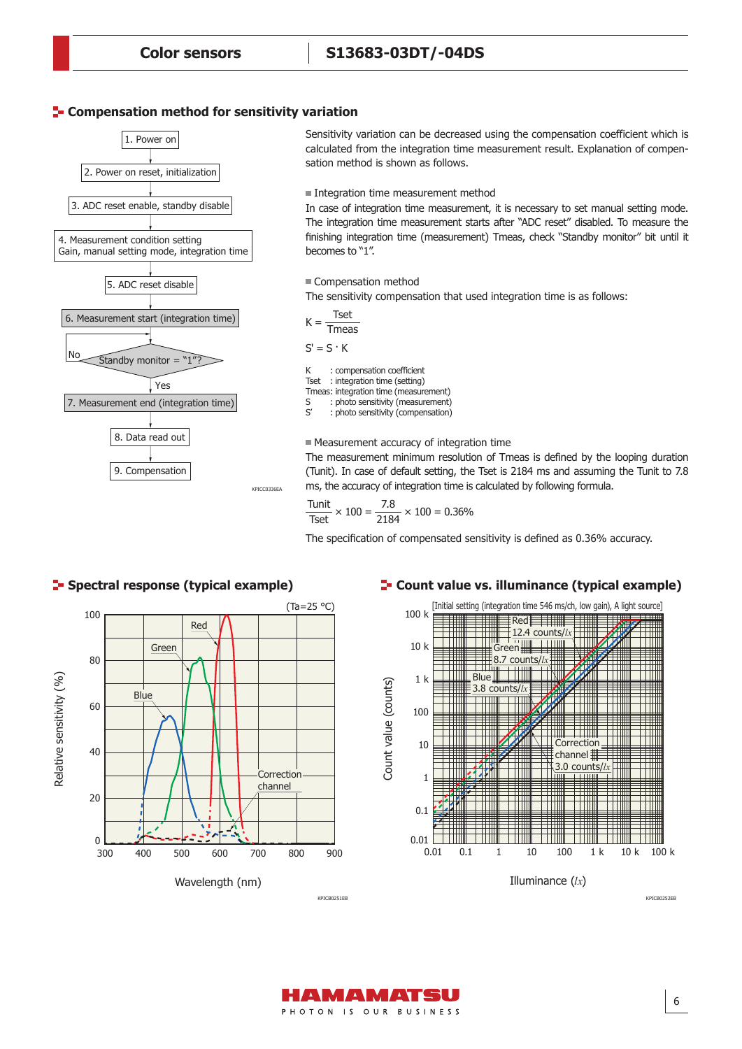## Compensation method for sensitivity variation

1. Power on
2. Power on reset, initialization
3. ADC reset enable, standby disable
4. Measurement condition setting
   Gain, manual setting mode, integration time
5. ADC reset disable
6. Measurement start (integration time)
   - Standby monitor = "1"? (No → repeat check; Yes → next)
7. Measurement end (integration time)
8. Data read out
9. Compensation

KPICC0336EA

Sensitivity variation can be decreased using the compensation coefficient which is calculated from the integration time measurement result. Explanation of compensation method is shown as follows.

■ Integration time measurement method

In case of integration time measurement, it is necessary to set manual setting mode. The integration time measurement starts after "ADC reset" disabled. To measure the finishing integration time (measurement) Tmeas, check "Standby monitor" bit until it becomes to "1".

■ Compensation method

The sensitivity compensation that used integration time is as follows:

$$K = \frac{Tset}{Tmeas}$$

$$S' = S \cdot K$$

K : compensation coefficient
Tset : integration time (setting)
Tmeas: integration time (measurement)
S : photo sensitivity (measurement)
S' : photo sensitivity (compensation)

■ Measurement accuracy of integration time

The measurement minimum resolution of Tmeas is defined by the looping duration (Tunit). In case of default setting, the Tset is 2184 ms and assuming the Tunit to 7.8 ms, the accuracy of integration time is calculated by following formula.

$$\frac{Tunit}{Tset} \times 100 = \frac{7.8}{2184} \times 100 = 0.36\%$$

The specification of compensated sensitivity is defined as 0.36% accuracy.

## Spectral response (typical example)

(Ta=25 °C)

Relative sensitivity (%) vs. Wavelength (nm); curves: Blue, Green, Red, Correction channel

KPICB0251EB

## Count value vs. illuminance (typical example)

[Initial setting (integration time 546 ms/ch, low gain), A light source]

Count value (counts) vs. Illuminance (lx); Red 12.4 counts/lx, Green 8.7 counts/lx, Blue 3.8 counts/lx, Correction channel 3.0 counts/lx

KPICB0252EB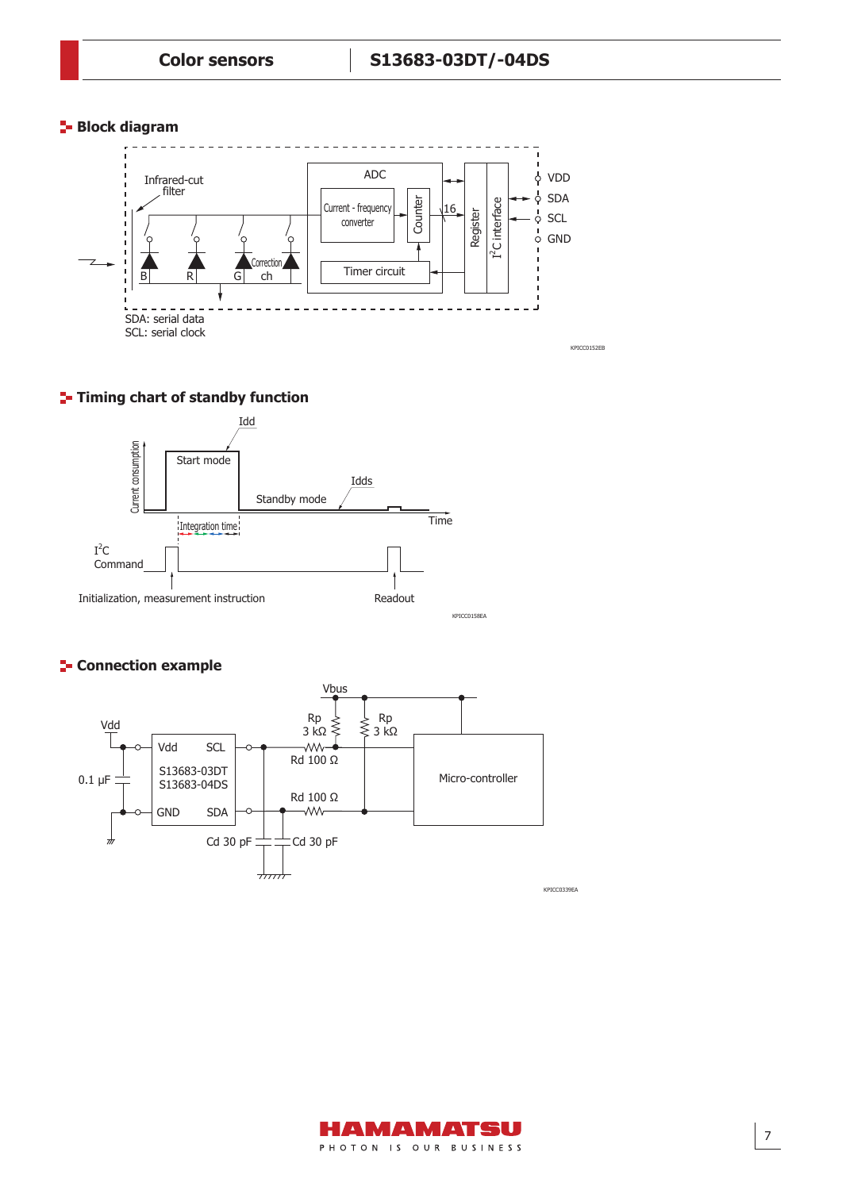## Block diagram

Infrared-cut filter

ADC

Current - frequency converter

Counter

16

Register

$I^2C$ interface

Timer circuit

Correction ch

B R G

VDD
SDA
SCL
GND

SDA: serial data
SCL: serial clock

KPICC0152EB

## Timing chart of standby function

Current consumption

Idd

Start mode

Idds

Standby mode

Time

Integration time

$I^2C$ Command

Initialization, measurement instruction

Readout

KPICC0158EA

## Connection example

Vdd

0.1 µF

Vdd SCL
S13683-03DT
S13683-04DS
GND SDA

Vbus

Rp 3 kΩ

Rp 3 kΩ

Rd 100 Ω

Rd 100 Ω

Cd 30 pF

Cd 30 pF

Micro-controller

KPICC0339EA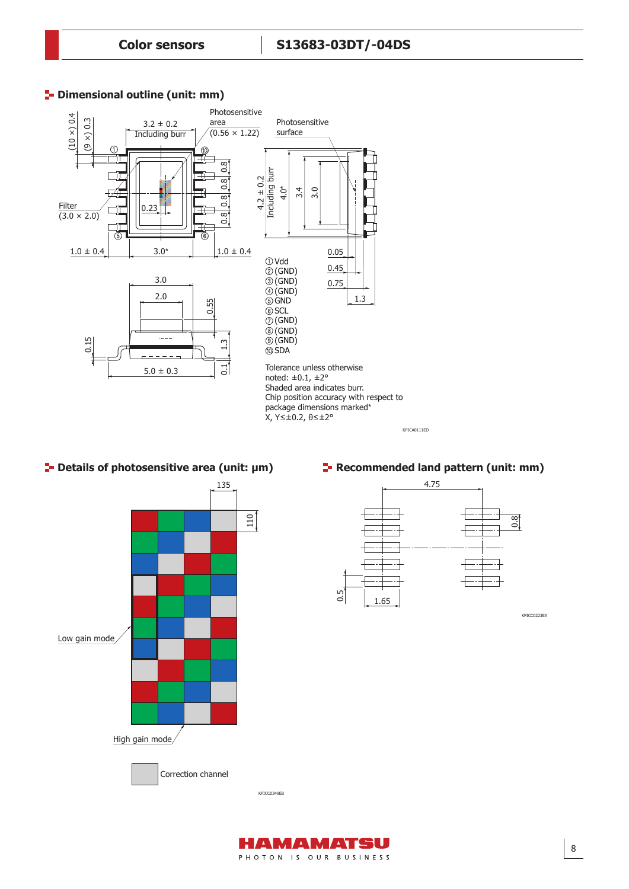## Dimensional outline (unit: mm)

Photosensitive area (0.56 × 1.22)

Photosensitive surface

3.2 ± 0.2 Including burr

(10 ×) 0.4

(9 ×) 0.3

Filter (3.0 × 2.0)

0.23

0.8

4.2 ± 0.2 Including burr

4.0*

3.4

3.0

1.0 ± 0.4 | 3.0* | 1.0 ± 0.4

3.0

2.0

0.55

0.15

1.3

0.1

5.0 ± 0.3

0.05

0.45

0.75

1.3

① Vdd
② (GND)
③ (GND)
④ (GND)
⑤ GND
⑥ SCL
⑦ (GND)
⑧ (GND)
⑨ (GND)
⑩ SDA

Tolerance unless otherwise noted: ±0.1, ±2°
Shaded area indicates burr.
Chip position accuracy with respect to package dimensions marked*
X, Y≤±0.2, θ≤±2°

KPICA0111ED

## Details of photosensitive area (unit: µm)

135

110

Low gain mode

High gain mode

Correction channel

KPICC0349EB

## Recommended land pattern (unit: mm)

4.75

0.8

0.5

1.65

KPICC0223EA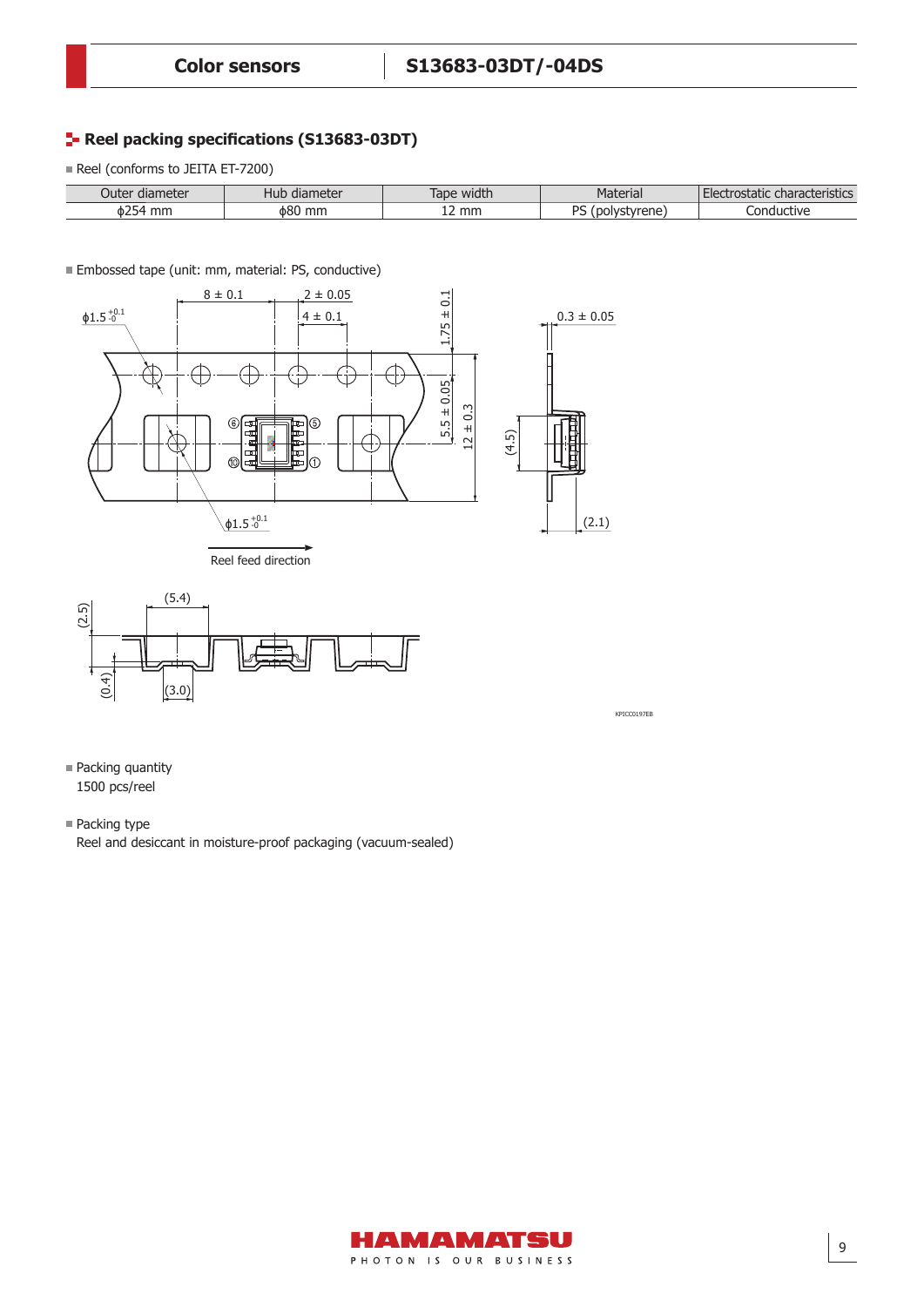## Reel packing specifications (S13683-03DT)

- Reel (conforms to JEITA ET-7200)

| Outer diameter | Hub diameter | Tape width | Material | Electrostatic characteristics |
|---|---|---|---|---|
| ϕ254 mm | ϕ80 mm | 12 mm | PS (polystyrene) | Conductive |

- Embossed tape (unit: mm, material: PS, conductive)

- Packing quantity
  1500 pcs/reel

- Packing type
  Reel and desiccant in moisture-proof packaging (vacuum-sealed)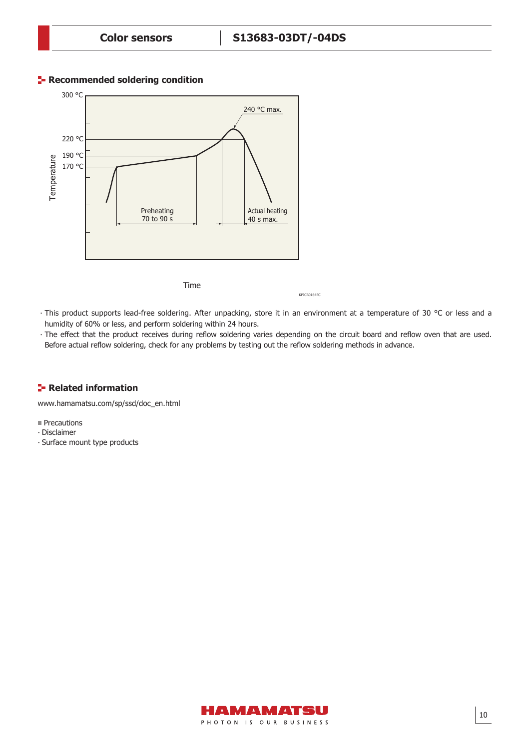## Recommended soldering condition

300 °C

240 °C max.

220 °C

190 °C

170 °C

Temperature

Preheating
70 to 90 s

Actual heating
40 s max.

Time

KPICB0164EC

- This product supports lead-free soldering. After unpacking, store it in an environment at a temperature of 30 °C or less and a humidity of 60% or less, and perform soldering within 24 hours.
- The effect that the product receives during reflow soldering varies depending on the circuit board and reflow oven that are used. Before actual reflow soldering, check for any problems by testing out the reflow soldering methods in advance.

## Related information

www.hamamatsu.com/sp/ssd/doc_en.html

■ Precautions
- Disclaimer
- Surface mount type products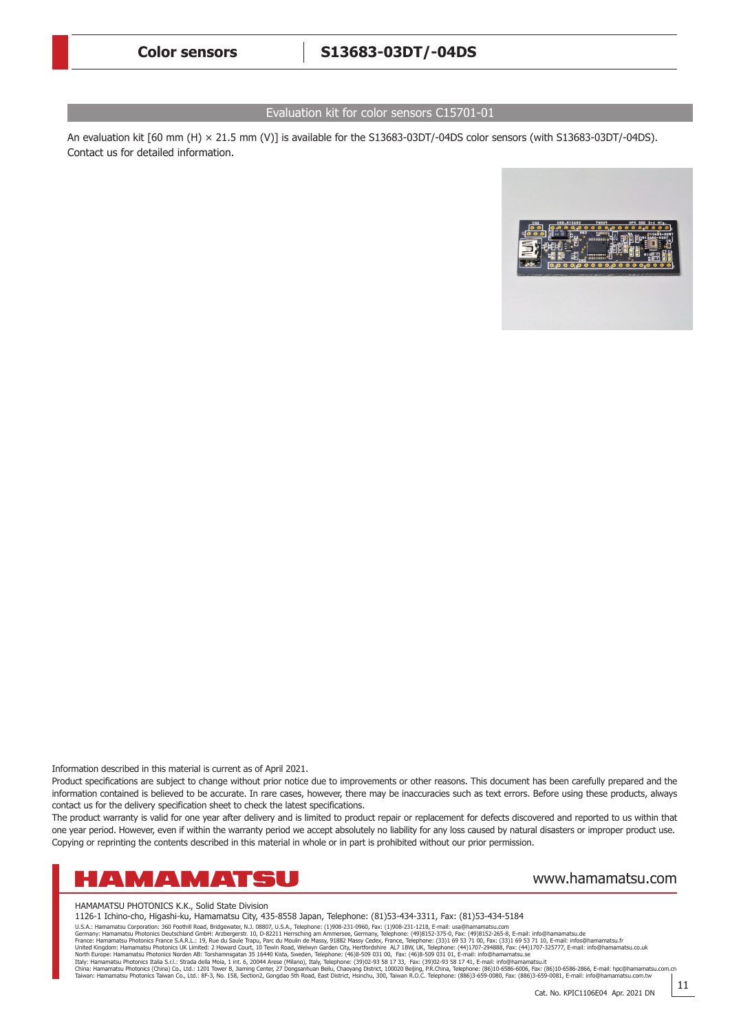## Evaluation kit for color sensors C15701-01

An evaluation kit [60 mm (H) × 21.5 mm (V)] is available for the S13683-03DT/-04DS color sensors (with S13683-03DT/-04DS). Contact us for detailed information.

Information described in this material is current as of April 2021.

Product specifications are subject to change without prior notice due to improvements or other reasons. This document has been carefully prepared and the information contained is believed to be accurate. In rare cases, however, there may be inaccuracies such as text errors. Before using these products, always contact us for the delivery specification sheet to check the latest specifications.

The product warranty is valid for one year after delivery and is limited to product repair or replacement for defects discovered and reported to us within that one year period. However, even if within the warranty period we accept absolutely no liability for any loss caused by natural disasters or improper product use. Copying or reprinting the contents described in this material in whole or in part is prohibited without our prior permission.

**HAMAMATSU**

www.hamamatsu.com

HAMAMATSU PHOTONICS K.K., Solid State Division

1126-1 Ichino-cho, Higashi-ku, Hamamatsu City, 435-8558 Japan, Telephone: (81)53-434-3311, Fax: (81)53-434-5184

U.S.A.: Hamamatsu Corporation: 360 Foothill Road, Bridgewater, N.J. 08807, U.S.A., Telephone: (1)908-231-0960, Fax: (1)908-231-1218, E-mail: usa@hamamatsu.com
Germany: Hamamatsu Photonics Deutschland GmbH: Arzbergerstr. 10, D-82211 Herrsching am Ammersee, Germany, Telephone: (49)8152-375-0, Fax: (49)8152-265-8, E-mail: info@hamamatsu.de
France: Hamamatsu Photonics France S.A.R.L.: 19, Rue du Saule Trapu, Parc du Moulin de Massy, 91882 Massy Cedex, France, Telephone: (33)1 69 53 71 00, Fax: (33)1 69 53 71 10, E-mail: infos@hamamatsu.fr
United Kingdom: Hamamatsu Photonics UK Limited: 2 Howard Court, 10 Tewin Road, Welwyn Garden City, Hertfordshire AL7 1BW, UK, Telephone: (44)1707-294888, Fax: (44)1707-325777, E-mail: info@hamamatsu.co.uk
North Europe: Hamamatsu Photonics Norden AB: Torshamnsgatan 35 16440 Kista, Sweden, Telephone: (46)8-509 031 00, Fax: (46)8-509 031 01, E-mail: info@hamamatsu.se
Italy: Hamamatsu Photonics Italia S.r.l.: Strada della Moia, 1 int. 6, 20044 Arese (Milano), Italy, Telephone: (39)02-93 58 17 33, Fax: (39)02-93 58 17 41, E-mail: info@hamamatsu.it
China: Hamamatsu Photonics (China) Co., Ltd.: 1201 Tower B, Jiaming Center, 27 Dongsanhuan Beilu, Chaoyang District, 100020 Beijing, P.R.China, Telephone: (86)10-6586-6006, Fax: (86)10-6586-2866, E-mail: hpc@hamamatsu.com.cn
Taiwan: Hamamatsu Photonics Taiwan Co., Ltd.: 8F-3, No. 158, Section2, Gongdao 5th Road, East District, Hsinchu, 300, Taiwan R.O.C. Telephone: (886)3-659-0080, Fax: (886)3-659-0081, E-mail: info@hamamatsu.com.tw

Cat. No. KPIC1106E04 Apr. 2021 DN